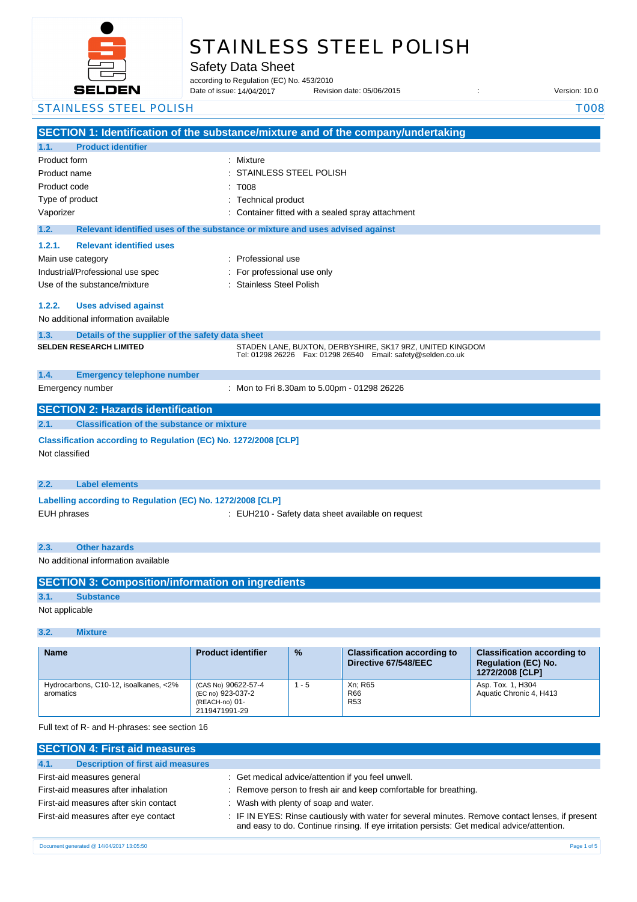# STAINLESS STEEL POLISH

## Safety Data Sheet

according to Regulation (EC) No. 453/2010

Date of issue: 14/04/2017 Revision date: 05/06/2015 : Version: 10.0

STAINLESS STEEL POLISH T008

## SECTION 1: Identification of the substance/mixture and of the company/undertaking

### 1.1. Product identifier

| | |
|---|---|
| Product form | : Mixture |
| Product name | : STAINLESS STEEL POLISH |
| Product code | : T008 |
| Type of product | : Technical product |
| Vaporizer | : Container fitted with a sealed spray attachment |

### 1.2. Relevant identified uses of the substance or mixture and uses advised against

#### 1.2.1. Relevant identified uses

| | |
|---|---|
| Main use category | : Professional use |
| Industrial/Professional use spec | : For professional use only |
| Use of the substance/mixture | : Stainless Steel Polish |

#### 1.2.2. Uses advised against

No additional information available

### 1.3. Details of the supplier of the safety data sheet

**SELDEN RESEARCH LIMITED**

STADEN LANE, BUXTON, DERBYSHIRE, SK17 9RZ, UNITED KINGDOM
Tel: 01298 26226 Fax: 01298 26540 Email: safety@selden.co.uk

### 1.4. Emergency telephone number

Emergency number : Mon to Fri 8.30am to 5.00pm - 01298 26226

## SECTION 2: Hazards identification

### 2.1. Classification of the substance or mixture

**Classification according to Regulation (EC) No. 1272/2008 [CLP]**

Not classified

### 2.2. Label elements

**Labelling according to Regulation (EC) No. 1272/2008 [CLP]**

EUH phrases : EUH210 - Safety data sheet available on request

### 2.3. Other hazards

No additional information available

## SECTION 3: Composition/information on ingredients

### 3.1. Substance

Not applicable

### 3.2. Mixture

| Name | Product identifier | % | Classification according to Directive 67/548/EEC | Classification according to Regulation (EC) No. 1272/2008 [CLP] |
|---|---|---|---|---|
| Hydrocarbons, C10-12, isoalkanes, <2% aromatics | (CAS No) 90622-57-4<br>(EC no) 923-037-2<br>(REACH-no) 01-2119471991-29 | 1 - 5 | Xn; R65<br>R66<br>R53 | Asp. Tox. 1, H304<br>Aquatic Chronic 4, H413 |

Full text of R- and H-phrases: see section 16

## SECTION 4: First aid measures

### 4.1. Description of first aid measures

| | |
|---|---|
| First-aid measures general | : Get medical advice/attention if you feel unwell. |
| First-aid measures after inhalation | : Remove person to fresh air and keep comfortable for breathing. |
| First-aid measures after skin contact | : Wash with plenty of soap and water. |
| First-aid measures after eye contact | : IF IN EYES: Rinse cautiously with water for several minutes. Remove contact lenses, if present and easy to do. Continue rinsing. If eye irritation persists: Get medical advice/attention. |

Document generated @ 14/04/2017 13:05:50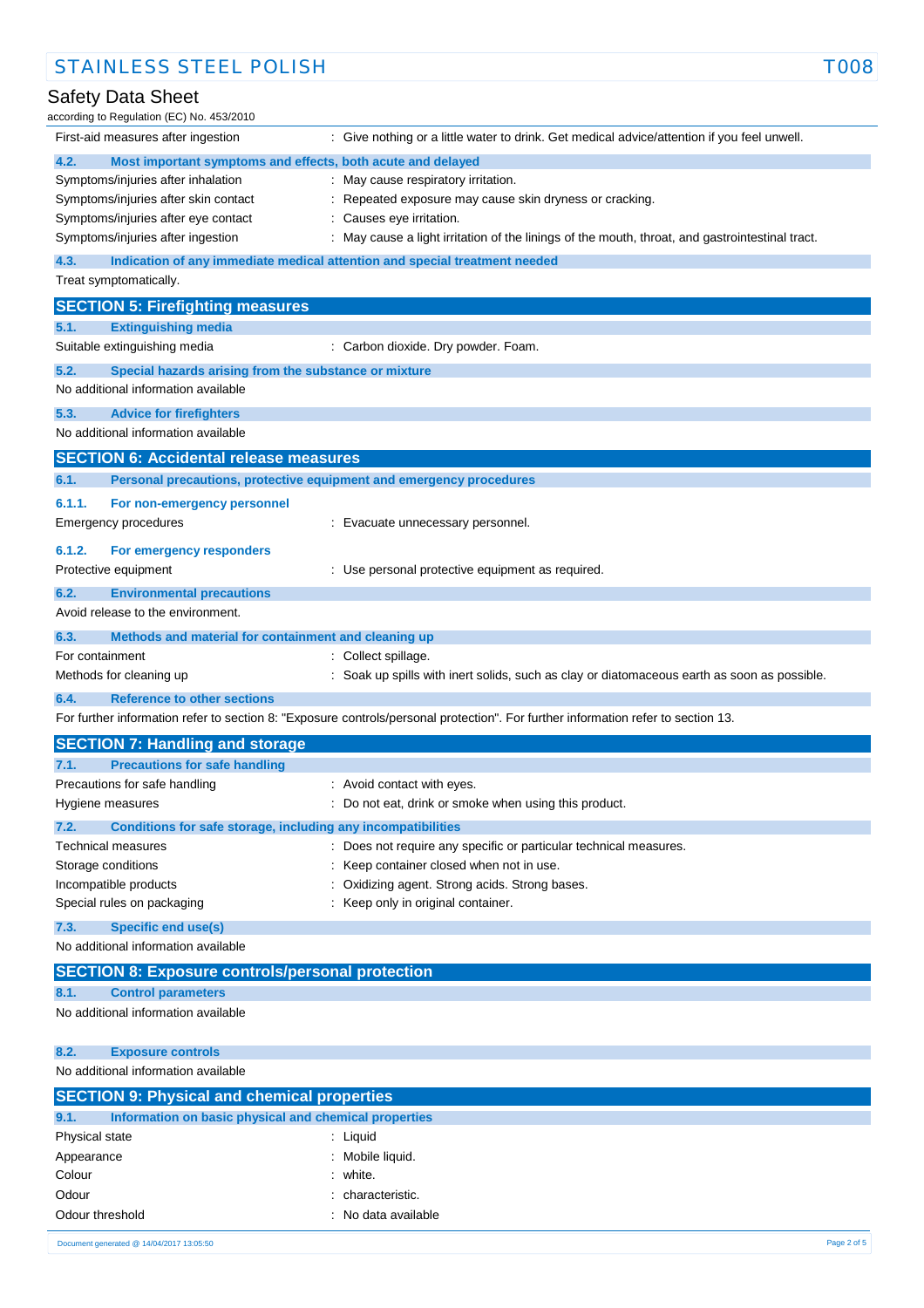First-aid measures after ingestion : Give nothing or a little water to drink. Get medical advice/attention if you feel unwell.

### 4.2. Most important symptoms and effects, both acute and delayed

| | |
|---|---|
| Symptoms/injuries after inhalation | : May cause respiratory irritation. |
| Symptoms/injuries after skin contact | : Repeated exposure may cause skin dryness or cracking. |
| Symptoms/injuries after eye contact | : Causes eye irritation. |
| Symptoms/injuries after ingestion | : May cause a light irritation of the linings of the mouth, throat, and gastrointestinal tract. |

### 4.3. Indication of any immediate medical attention and special treatment needed

Treat symptomatically.

## SECTION 5: Firefighting measures

### 5.1. Extinguishing media

Suitable extinguishing media : Carbon dioxide. Dry powder. Foam.

### 5.2. Special hazards arising from the substance or mixture

No additional information available

### 5.3. Advice for firefighters

No additional information available

## SECTION 6: Accidental release measures

### 6.1. Personal precautions, protective equipment and emergency procedures

#### 6.1.1. For non-emergency personnel

Emergency procedures : Evacuate unnecessary personnel.

#### 6.1.2. For emergency responders

Protective equipment : Use personal protective equipment as required.

### 6.2. Environmental precautions

Avoid release to the environment.

### 6.3. Methods and material for containment and cleaning up

| | |
|---|---|
| For containment | : Collect spillage. |
| Methods for cleaning up | : Soak up spills with inert solids, such as clay or diatomaceous earth as soon as possible. |

### 6.4. Reference to other sections

For further information refer to section 8: "Exposure controls/personal protection". For further information refer to section 13.

## SECTION 7: Handling and storage

### 7.1. Precautions for safe handling

| | |
|---|---|
| Precautions for safe handling | : Avoid contact with eyes. |
| Hygiene measures | : Do not eat, drink or smoke when using this product. |

### 7.2. Conditions for safe storage, including any incompatibilities

| | |
|---|---|
| Technical measures | : Does not require any specific or particular technical measures. |
| Storage conditions | : Keep container closed when not in use. |
| Incompatible products | : Oxidizing agent. Strong acids. Strong bases. |
| Special rules on packaging | : Keep only in original container. |

### 7.3. Specific end use(s)

No additional information available

## SECTION 8: Exposure controls/personal protection

### 8.1. Control parameters

No additional information available

### 8.2. Exposure controls

No additional information available

## SECTION 9: Physical and chemical properties

### 9.1. Information on basic physical and chemical properties

| | |
|---|---|
| Physical state | : Liquid |
| Appearance | : Mobile liquid. |
| Colour | : white. |
| Odour | : characteristic. |
| Odour threshold | : No data available |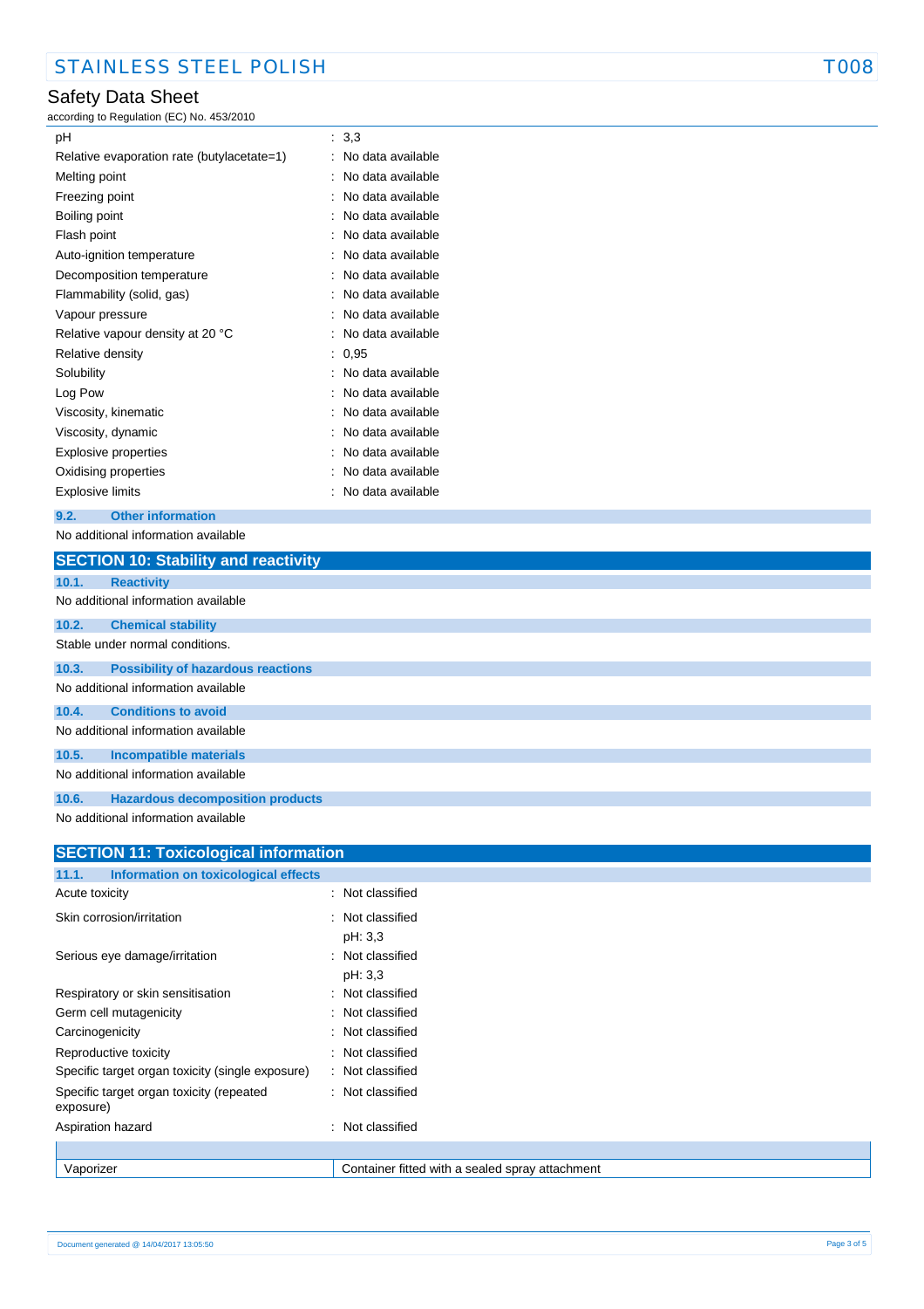| | |
|---|---|
| pH | : 3,3 |
| Relative evaporation rate (butylacetate=1) | : No data available |
| Melting point | : No data available |
| Freezing point | : No data available |
| Boiling point | : No data available |
| Flash point | : No data available |
| Auto-ignition temperature | : No data available |
| Decomposition temperature | : No data available |
| Flammability (solid, gas) | : No data available |
| Vapour pressure | : No data available |
| Relative vapour density at 20 °C | : No data available |
| Relative density | : 0,95 |
| Solubility | : No data available |
| Log Pow | : No data available |
| Viscosity, kinematic | : No data available |
| Viscosity, dynamic | : No data available |
| Explosive properties | : No data available |
| Oxidising properties | : No data available |
| Explosive limits | : No data available |

### 9.2. Other information

No additional information available

## SECTION 10: Stability and reactivity

### 10.1. Reactivity

No additional information available

### 10.2. Chemical stability

Stable under normal conditions.

### 10.3. Possibility of hazardous reactions

No additional information available

### 10.4. Conditions to avoid

No additional information available

### 10.5. Incompatible materials

No additional information available

### 10.6. Hazardous decomposition products

No additional information available

## SECTION 11: Toxicological information

### 11.1. Information on toxicological effects

| | |
|---|---|
| Acute toxicity | : Not classified |
| Skin corrosion/irritation | : Not classified<br>pH: 3,3 |
| Serious eye damage/irritation | : Not classified<br>pH: 3,3 |
| Respiratory or skin sensitisation | : Not classified |
| Germ cell mutagenicity | : Not classified |
| Carcinogenicity | : Not classified |
| Reproductive toxicity | : Not classified |
| Specific target organ toxicity (single exposure) | : Not classified |
| Specific target organ toxicity (repeated exposure) | : Not classified |
| Aspiration hazard | : Not classified |

| | |
|---|---|
| Vaporizer | Container fitted with a sealed spray attachment |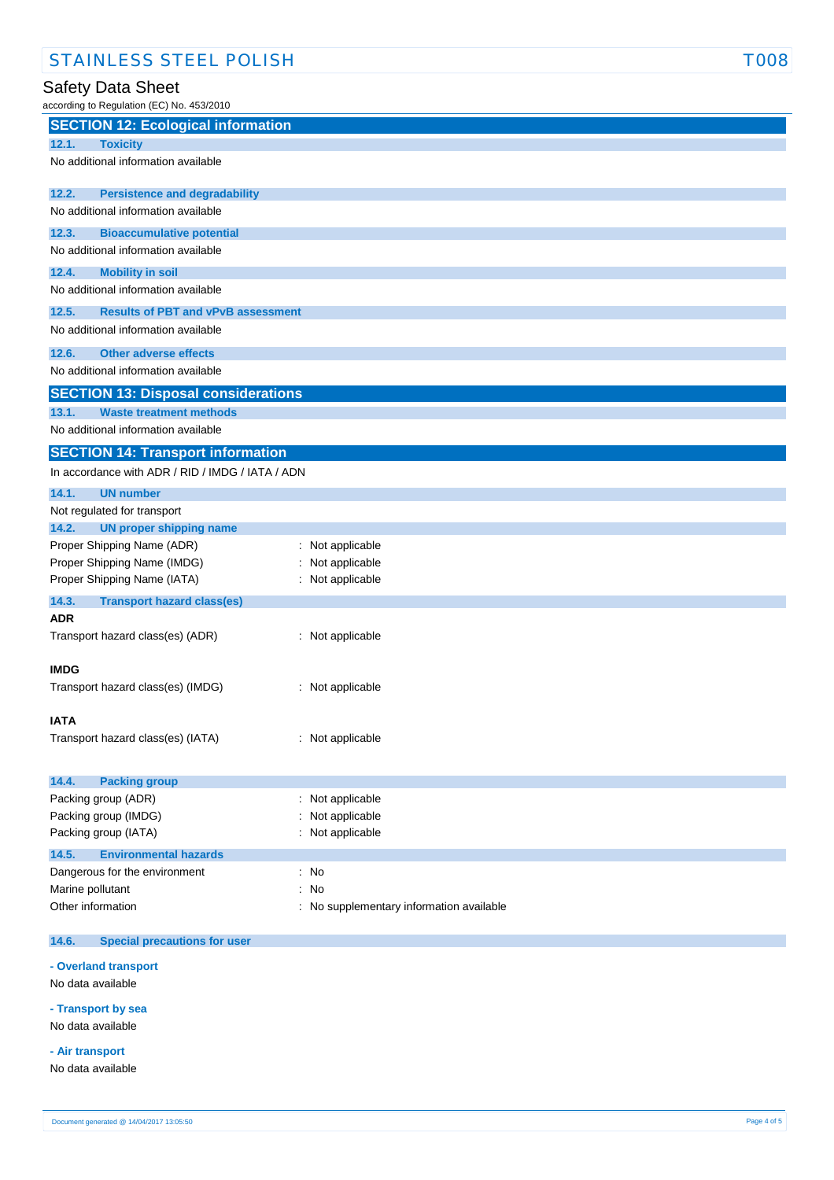## SECTION 12: Ecological information

### 12.1. Toxicity

No additional information available

### 12.2. Persistence and degradability

No additional information available

### 12.3. Bioaccumulative potential

No additional information available

### 12.4. Mobility in soil

No additional information available

### 12.5. Results of PBT and vPvB assessment

No additional information available

### 12.6. Other adverse effects

No additional information available

## SECTION 13: Disposal considerations

### 13.1. Waste treatment methods

No additional information available

## SECTION 14: Transport information

In accordance with ADR / RID / IMDG / IATA / ADN

### 14.1. UN number

Not regulated for transport

### 14.2. UN proper shipping name

Proper Shipping Name (ADR) : Not applicable
Proper Shipping Name (IMDG) : Not applicable
Proper Shipping Name (IATA) : Not applicable

### 14.3. Transport hazard class(es)

**ADR**

Transport hazard class(es) (ADR) : Not applicable

**IMDG**

Transport hazard class(es) (IMDG) : Not applicable

**IATA**

Transport hazard class(es) (IATA) : Not applicable

### 14.4. Packing group

Packing group (ADR) : Not applicable
Packing group (IMDG) : Not applicable
Packing group (IATA) : Not applicable

### 14.5. Environmental hazards

Dangerous for the environment : No
Marine pollutant : No
Other information : No supplementary information available

### 14.6. Special precautions for user

**- Overland transport**

No data available

**- Transport by sea**

No data available

**- Air transport**

No data available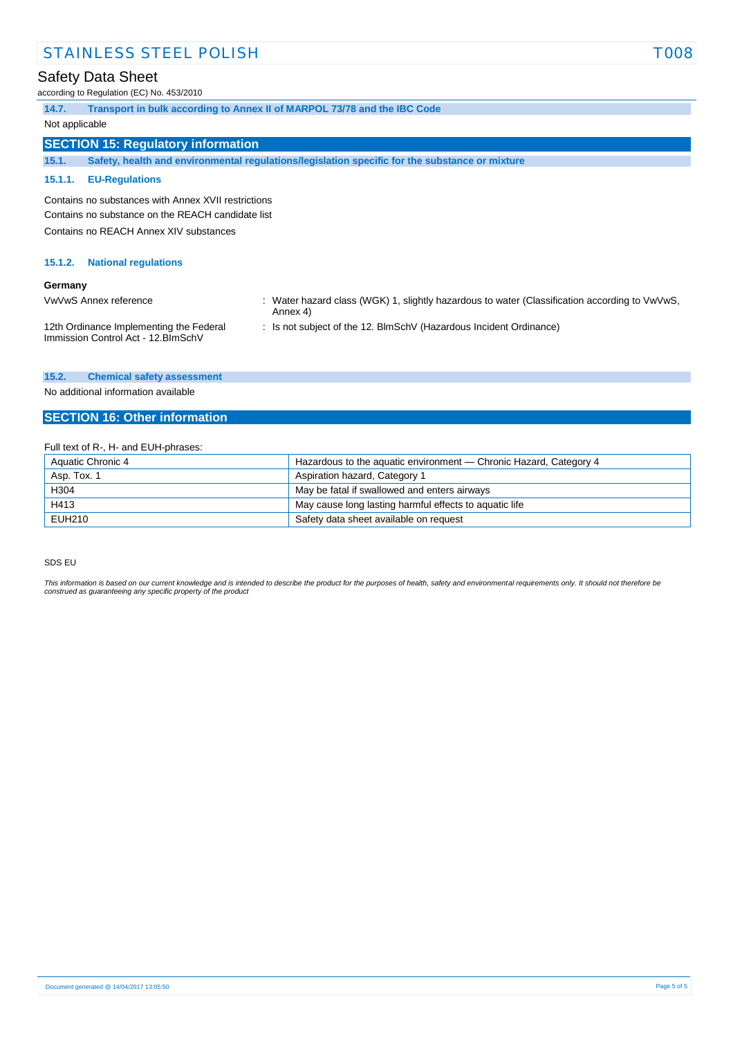### 14.7. Transport in bulk according to Annex II of MARPOL 73/78 and the IBC Code

Not applicable

## SECTION 15: Regulatory information

### 15.1. Safety, health and environmental regulations/legislation specific for the substance or mixture

#### 15.1.1. EU-Regulations

Contains no substances with Annex XVII restrictions

Contains no substance on the REACH candidate list

Contains no REACH Annex XIV substances

#### 15.1.2. National regulations

**Germany**

| | |
|---|---|
| VwVwS Annex reference | : Water hazard class (WGK) 1, slightly hazardous to water (Classification according to VwVwS, Annex 4) |
| 12th Ordinance Implementing the Federal Immission Control Act - 12.BImSchV | : Is not subject of the 12. BlmSchV (Hazardous Incident Ordinance) |

### 15.2. Chemical safety assessment

No additional information available

## SECTION 16: Other information

Full text of R-, H- and EUH-phrases:

| | |
|---|---|
| Aquatic Chronic 4 | Hazardous to the aquatic environment — Chronic Hazard, Category 4 |
| Asp. Tox. 1 | Aspiration hazard, Category 1 |
| H304 | May be fatal if swallowed and enters airways |
| H413 | May cause long lasting harmful effects to aquatic life |
| EUH210 | Safety data sheet available on request |

SDS EU

*This information is based on our current knowledge and is intended to describe the product for the purposes of health, safety and environmental requirements only. It should not therefore be construed as guaranteeing any specific property of the product*